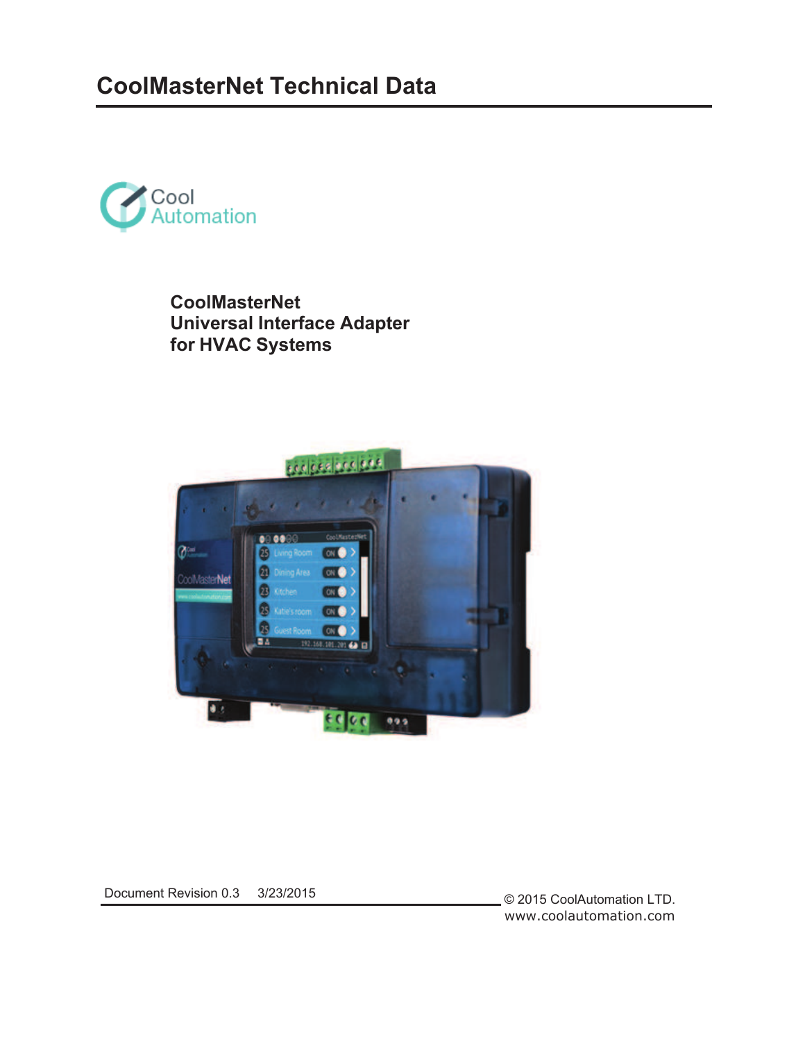# CoolMasterNet Technical Data

Cool Automation

**CoolMasterNet**
**Universal Interface Adapter**
**for HVAC Systems**

Document Revision 0.3 3/23/2015

© 2015 CoolAutomation LTD.
www.coolautomation.com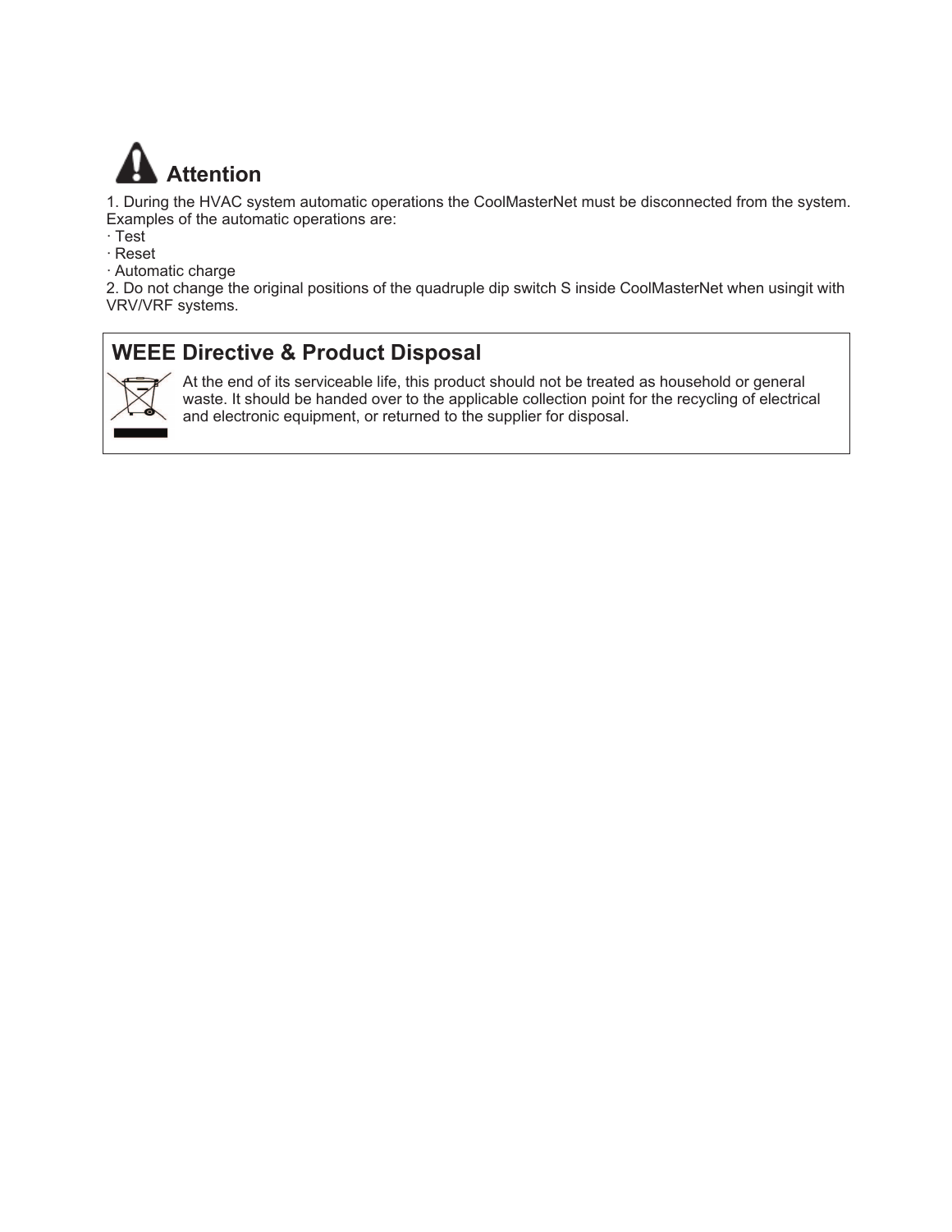## Attention

1. During the HVAC system automatic operations the CoolMasterNet must be disconnected from the system. Examples of the automatic operations are:
   - Test
   - Reset
   - Automatic charge
2. Do not change the original positions of the quadruple dip switch S inside CoolMasterNet when usingit with VRV/VRF systems.

## WEEE Directive & Product Disposal

At the end of its serviceable life, this product should not be treated as household or general waste. It should be handed over to the applicable collection point for the recycling of electrical and electronic equipment, or returned to the supplier for disposal.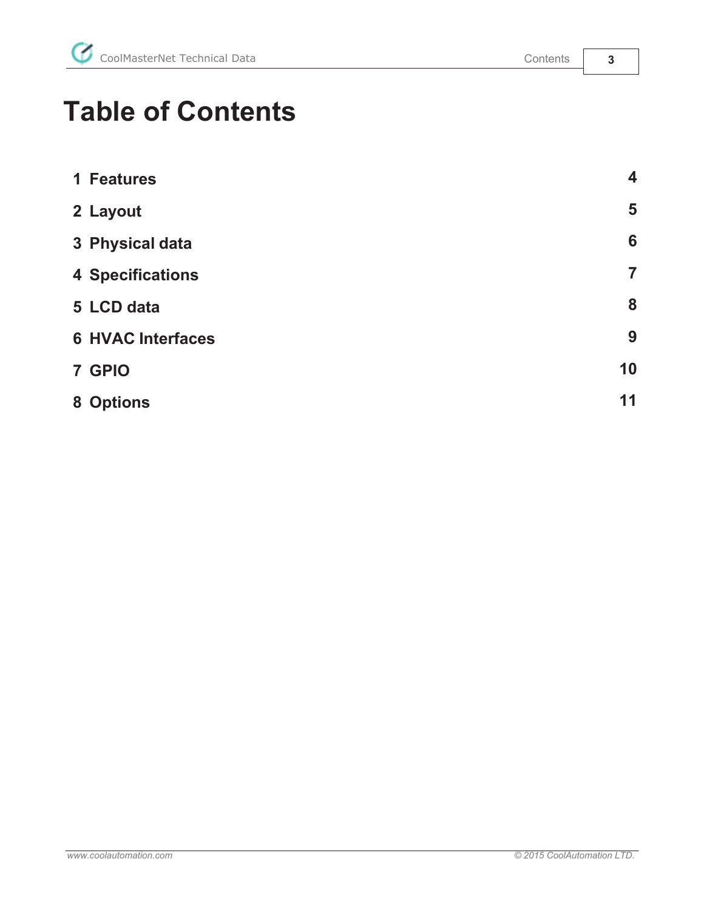# Table of Contents

| | |
|---|---|
| **1 Features** | **4** |
| **2 Layout** | **5** |
| **3 Physical data** | **6** |
| **4 Specifications** | **7** |
| **5 LCD data** | **8** |
| **6 HVAC Interfaces** | **9** |
| **7 GPIO** | **10** |
| **8 Options** | **11** |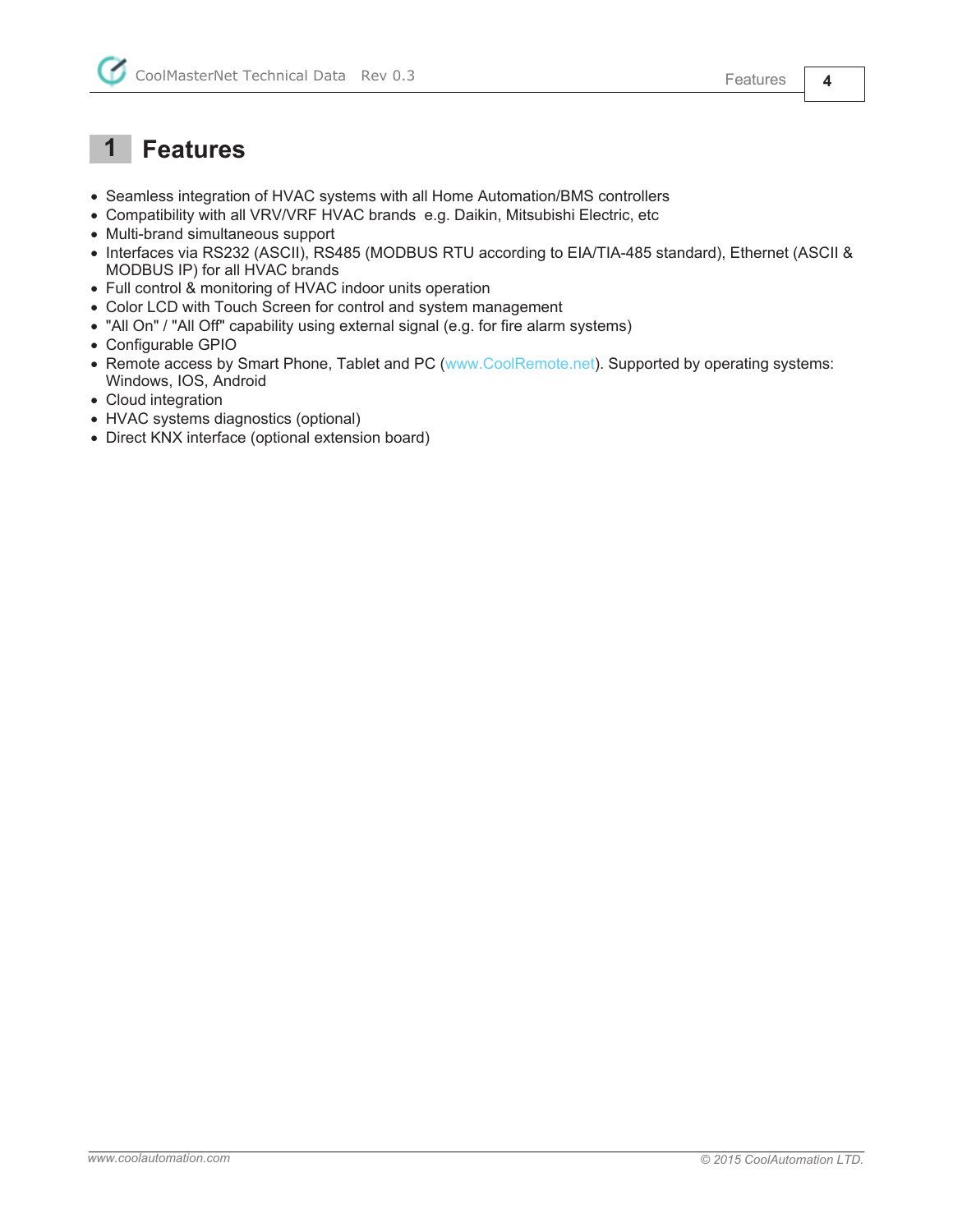# 1 Features

- Seamless integration of HVAC systems with all Home Automation/BMS controllers
- Compatibility with all VRV/VRF HVAC brands  e.g. Daikin, Mitsubishi Electric, etc
- Multi-brand simultaneous support
- Interfaces via RS232 (ASCII), RS485 (MODBUS RTU according to EIA/TIA-485 standard), Ethernet (ASCII & MODBUS IP) for all HVAC brands
- Full control & monitoring of HVAC indoor units operation
- Color LCD with Touch Screen for control and system management
- "All On" / "All Off" capability using external signal (e.g. for fire alarm systems)
- Configurable GPIO
- Remote access by Smart Phone, Tablet and PC (www.CoolRemote.net). Supported by operating systems: Windows, IOS, Android
- Cloud integration
- HVAC systems diagnostics (optional)
- Direct KNX interface (optional extension board)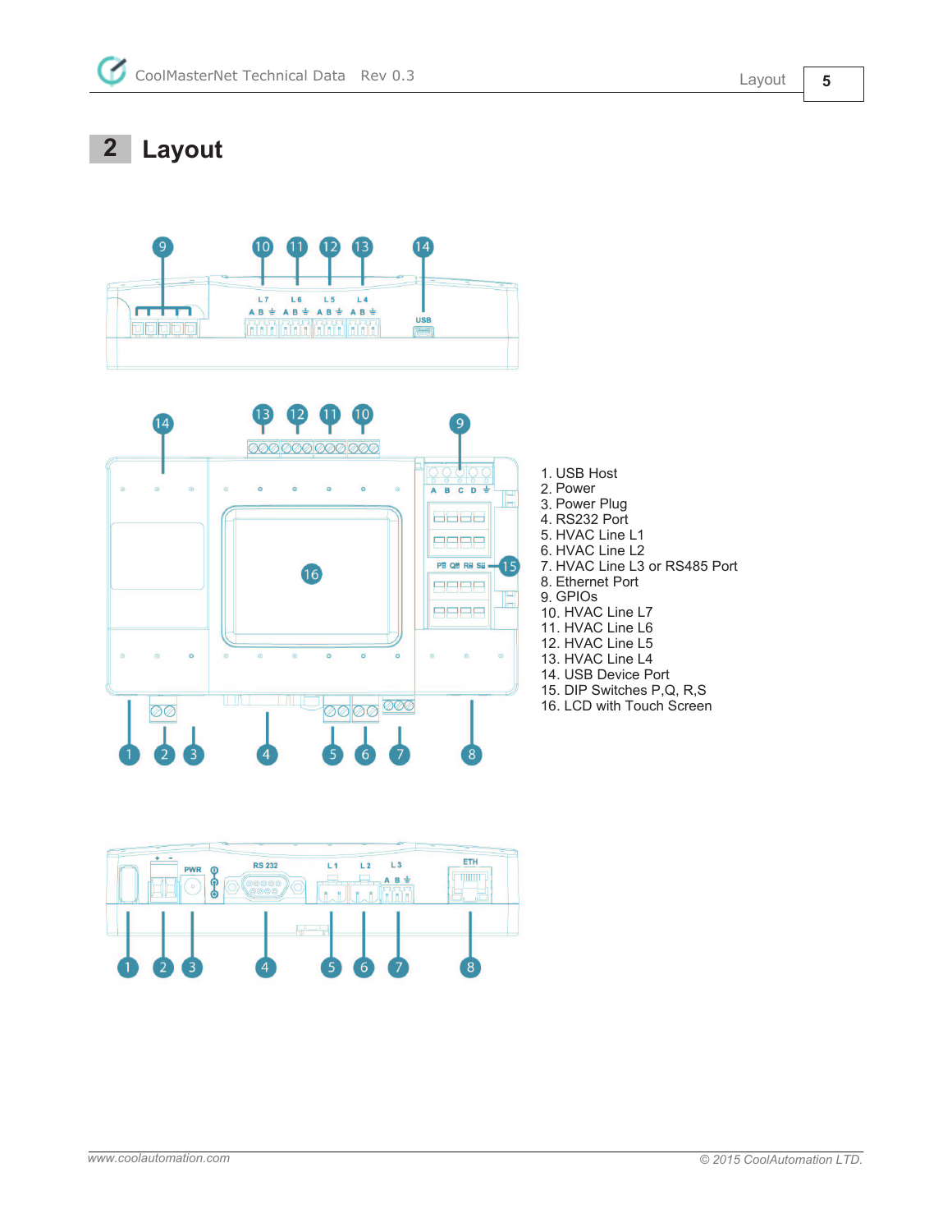# 2 Layout

1. USB Host
2. Power
3. Power Plug
4. RS232 Port
5. HVAC Line L1
6. HVAC Line L2
7. HVAC Line L3 or RS485 Port
8. Ethernet Port
9. GPIOs
10. HVAC Line L7
11. HVAC Line L6
12. HVAC Line L5
13. HVAC Line L4
14. USB Device Port
15. DIP Switches P,Q, R,S
16. LCD with Touch Screen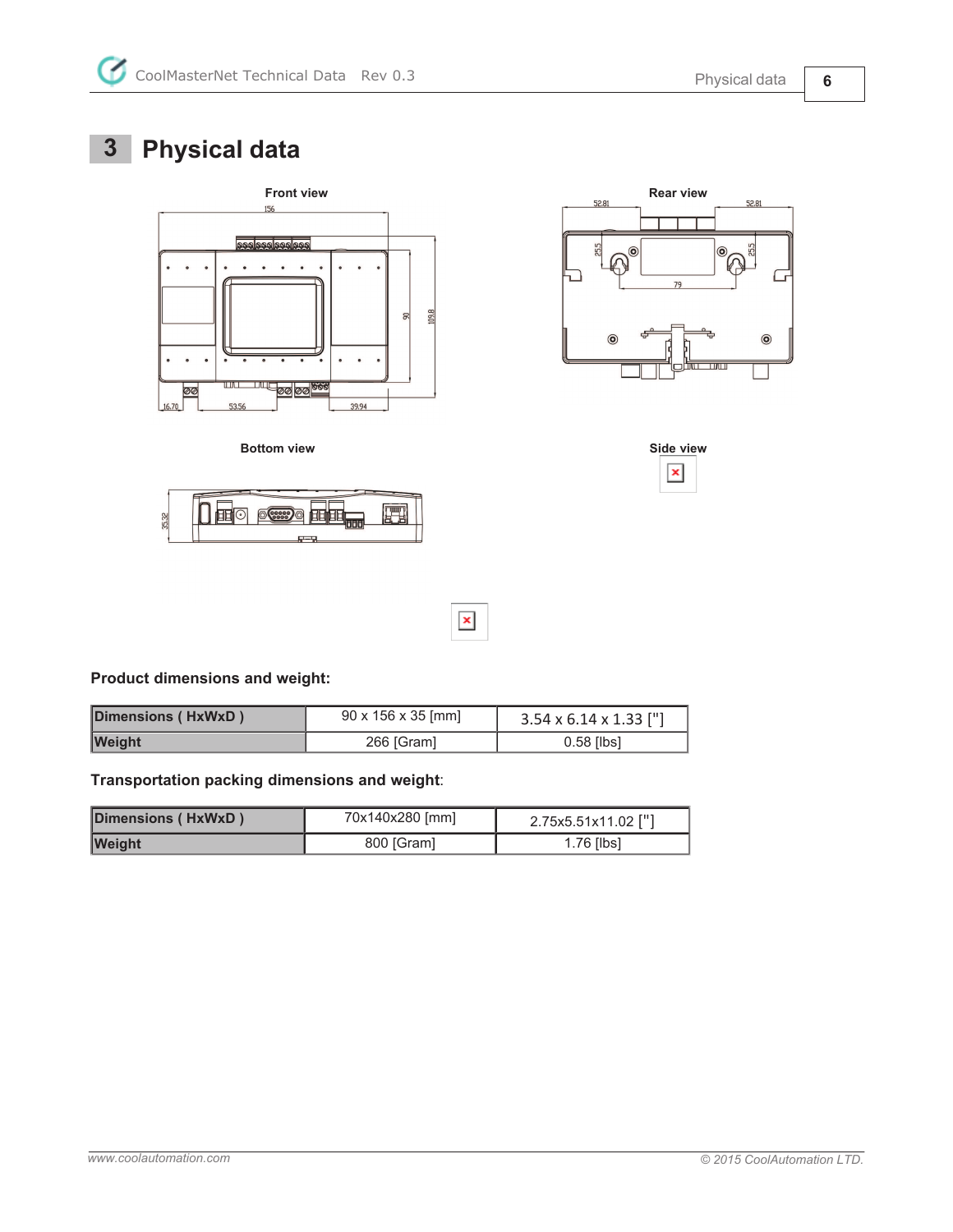# 3 Physical data

Front view

Rear view

Bottom view

Side view

**Product dimensions and weight:**

| Dimensions ( HxWxD ) | 90 x 156 x 35 [mm] | 3.54 x 6.14 x 1.33 ["] |
|---|---|---|
| Weight | 266 [Gram] | 0.58 [lbs] |

**Transportation packing dimensions and weight**:

| Dimensions ( HxWxD ) | 70x140x280 [mm] | 2.75x5.51x11.02 ["] |
|---|---|---|
| Weight | 800 [Gram] | 1.76 [lbs] |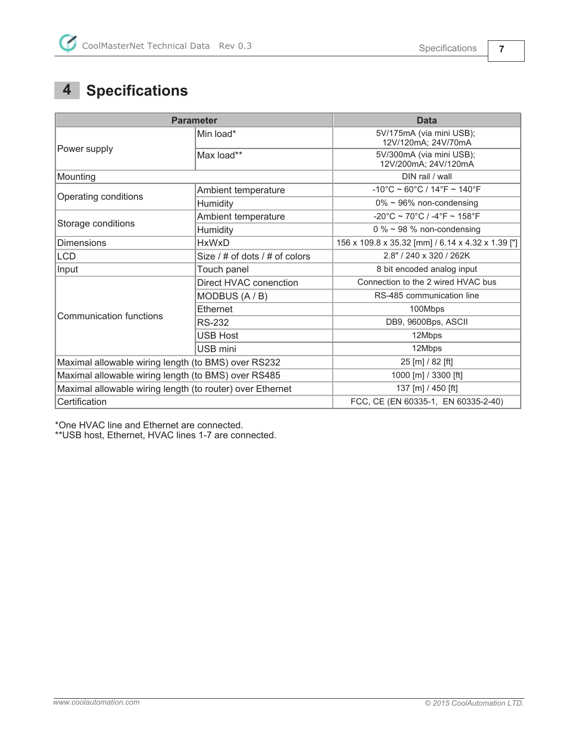# 4 Specifications

| Parameter | | Data |
|---|---|---|
| Power supply | Min load* | 5V/175mA (via mini USB); 12V/120mA; 24V/70mA |
| | Max load** | 5V/300mA (via mini USB); 12V/200mA; 24V/120mA |
| Mounting | | DIN rail / wall |
| Operating conditions | Ambient temperature | -10°C ~ 60°C / 14°F ~ 140°F |
| | Humidity | 0% ~ 96% non-condensing |
| Storage conditions | Ambient temperature | -20°C ~ 70°C / -4°F ~ 158°F |
| | Humidity | 0 % ~ 98 % non-condensing |
| Dimensions | HxWxD | 156 x 109.8 x 35.32 [mm] / 6.14 x 4.32 x 1.39 ["] |
| LCD | Size / # of dots / # of colors | 2.8" / 240 x 320 / 262K |
| Input | Touch panel | 8 bit encoded analog input |
| Communication functions | Direct HVAC conenction | Connection to the 2 wired HVAC bus |
| | MODBUS (A / B) | RS-485 communication line |
| | Ethernet | 100Mbps |
| | RS-232 | DB9, 9600Bps, ASCII |
| | USB Host | 12Mbps |
| | USB mini | 12Mbps |
| Maximal allowable wiring length (to BMS) over RS232 | | 25 [m] / 82 [ft] |
| Maximal allowable wiring length (to BMS) over RS485 | | 1000 [m] / 3300 [ft] |
| Maximal allowable wiring length (to router) over Ethernet | | 137 [m] / 450 [ft] |
| Certification | | FCC, CE (EN 60335-1, EN 60335-2-40) |

*One HVAC line and Ethernet are connected.
**USB host, Ethernet, HVAC lines 1-7 are connected.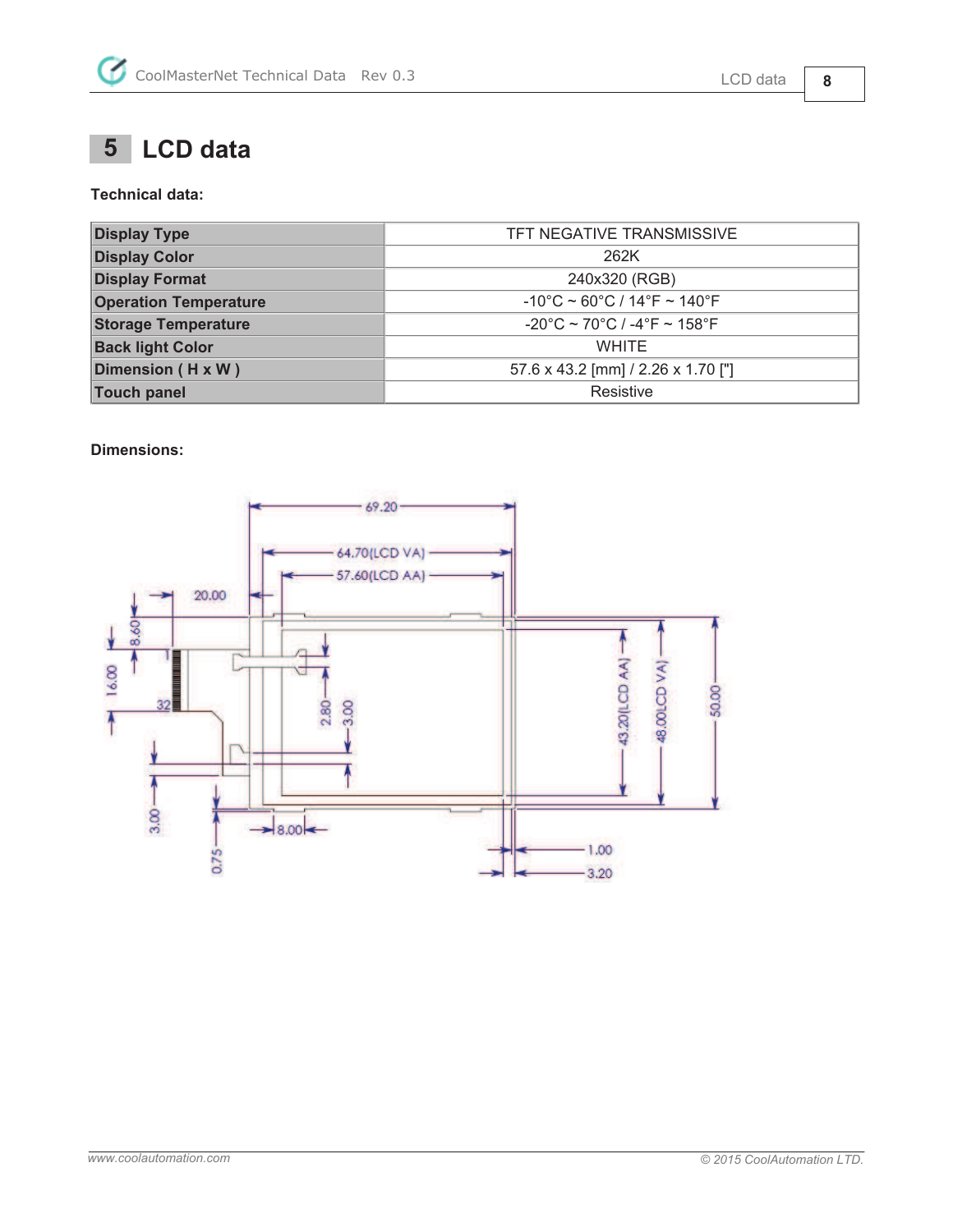# 5 LCD data

**Technical data:**

| Display Type | TFT NEGATIVE TRANSMISSIVE |
|---|---|
| Display Color | 262K |
| Display Format | 240x320 (RGB) |
| Operation Temperature | -10°C ~ 60°C / 14°F ~ 140°F |
| Storage Temperature | -20°C ~ 70°C / -4°F ~ 158°F |
| Back light Color | WHITE |
| Dimension ( H x W ) | 57.6 x 43.2 [mm] / 2.26 x 1.70 ["] |
| Touch panel | Resistive |

**Dimensions:**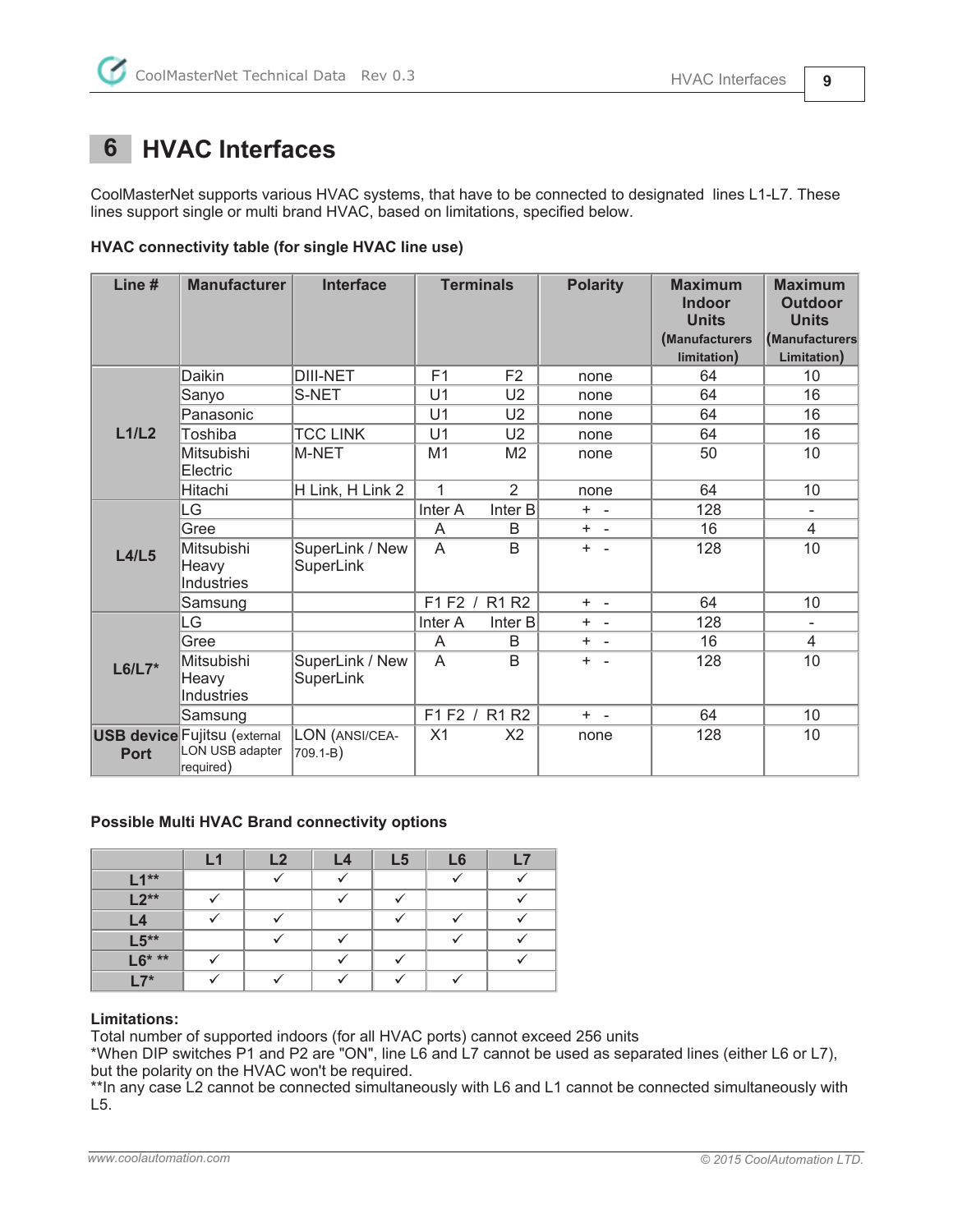# 6 HVAC Interfaces

CoolMasterNet supports various HVAC systems, that have to be connected to designated lines L1-L7. These lines support single or multi brand HVAC, based on limitations, specified below.

**HVAC connectivity table (for single HVAC line use)**

| Line # | Manufacturer | Interface | Terminals | | Polarity | Maximum Indoor Units (Manufacturers limitation) | Maximum Outdoor Units (Manufacturers Limitation) |
|---|---|---|---|---|---|---|---|
| L1/L2 | Daikin | DIII-NET | F1 | F2 | none | 64 | 10 |
| | Sanyo | S-NET | U1 | U2 | none | 64 | 16 |
| | Panasonic | | U1 | U2 | none | 64 | 16 |
| | Toshiba | TCC LINK | U1 | U2 | none | 64 | 16 |
| | Mitsubishi Electric | M-NET | M1 | M2 | none | 50 | 10 |
| | Hitachi | H Link, H Link 2 | 1 | 2 | none | 64 | 10 |
| L4/L5 | LG | | Inter A | Inter B | + - | 128 | - |
| | Gree | | A | B | + - | 16 | 4 |
| | Mitsubishi Heavy Industries | SuperLink / New SuperLink | A | B | + - | 128 | 10 |
| | Samsung | | F1 F2 / R1 R2 | | + - | 64 | 10 |
| L6/L7* | LG | | Inter A | Inter B | + - | 128 | - |
| | Gree | | A | B | + - | 16 | 4 |
| | Mitsubishi Heavy Industries | SuperLink / New SuperLink | A | B | + - | 128 | 10 |
| | Samsung | | F1 F2 / R1 R2 | | + - | 64 | 10 |
| USB device Port | Fujitsu (external LON USB adapter required) | LON (ANSI/CEA-709.1-B) | X1 | X2 | none | 128 | 10 |

**Possible Multi HVAC Brand connectivity options**

| | L1 | L2 | L4 | L5 | L6 | L7 |
|---|---|---|---|---|---|---|
| **L1**** | | ✓ | ✓ | | ✓ | ✓ |
| **L2**** | ✓ | | ✓ | ✓ | | ✓ |
| **L4** | ✓ | ✓ | | ✓ | ✓ | ✓ |
| **L5**** | | ✓ | ✓ | | ✓ | ✓ |
| **L6* **** | ✓ | | ✓ | ✓ | | ✓ |
| **L7*** | ✓ | ✓ | ✓ | ✓ | ✓ | |

**Limitations:**

Total number of supported indoors (for all HVAC ports) cannot exceed 256 units

*When DIP switches P1 and P2 are "ON", line L6 and L7 cannot be used as separated lines (either L6 or L7), but the polarity on the HVAC won't be required.

**In any case L2 cannot be connected simultaneously with L6 and L1 cannot be connected simultaneously with L5.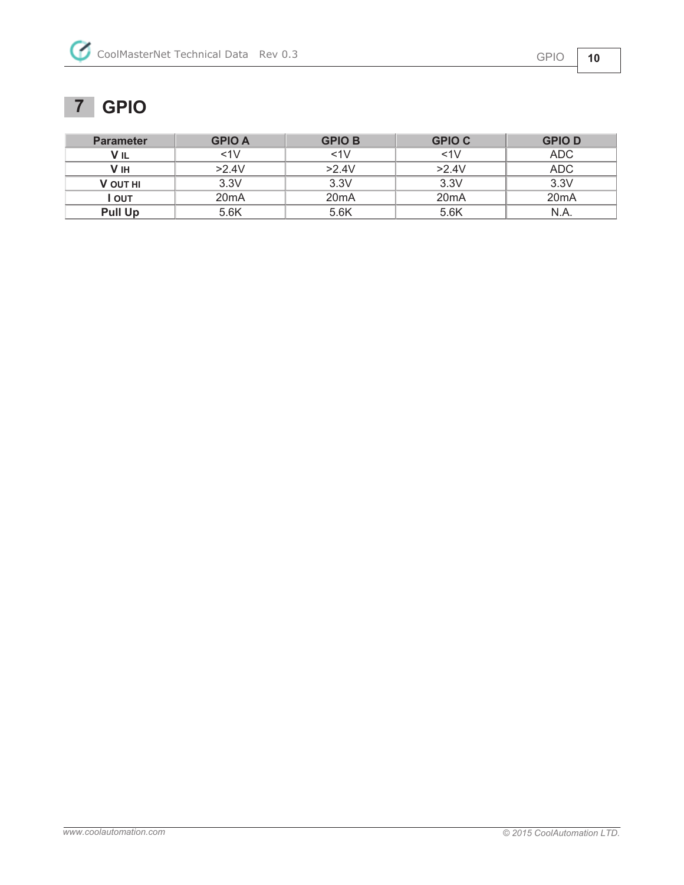# 7 GPIO

| Parameter | GPIO A | GPIO B | GPIO C | GPIO D |
|---|---|---|---|---|
| $V_{IL}$ | <1V | <1V | <1V | ADC |
| $V_{IH}$ | >2.4V | >2.4V | >2.4V | ADC |
| $V_{OUT\ HI}$ | 3.3V | 3.3V | 3.3V | 3.3V |
| $I_{OUT}$ | 20mA | 20mA | 20mA | 20mA |
| Pull Up | 5.6K | 5.6K | 5.6K | N.A. |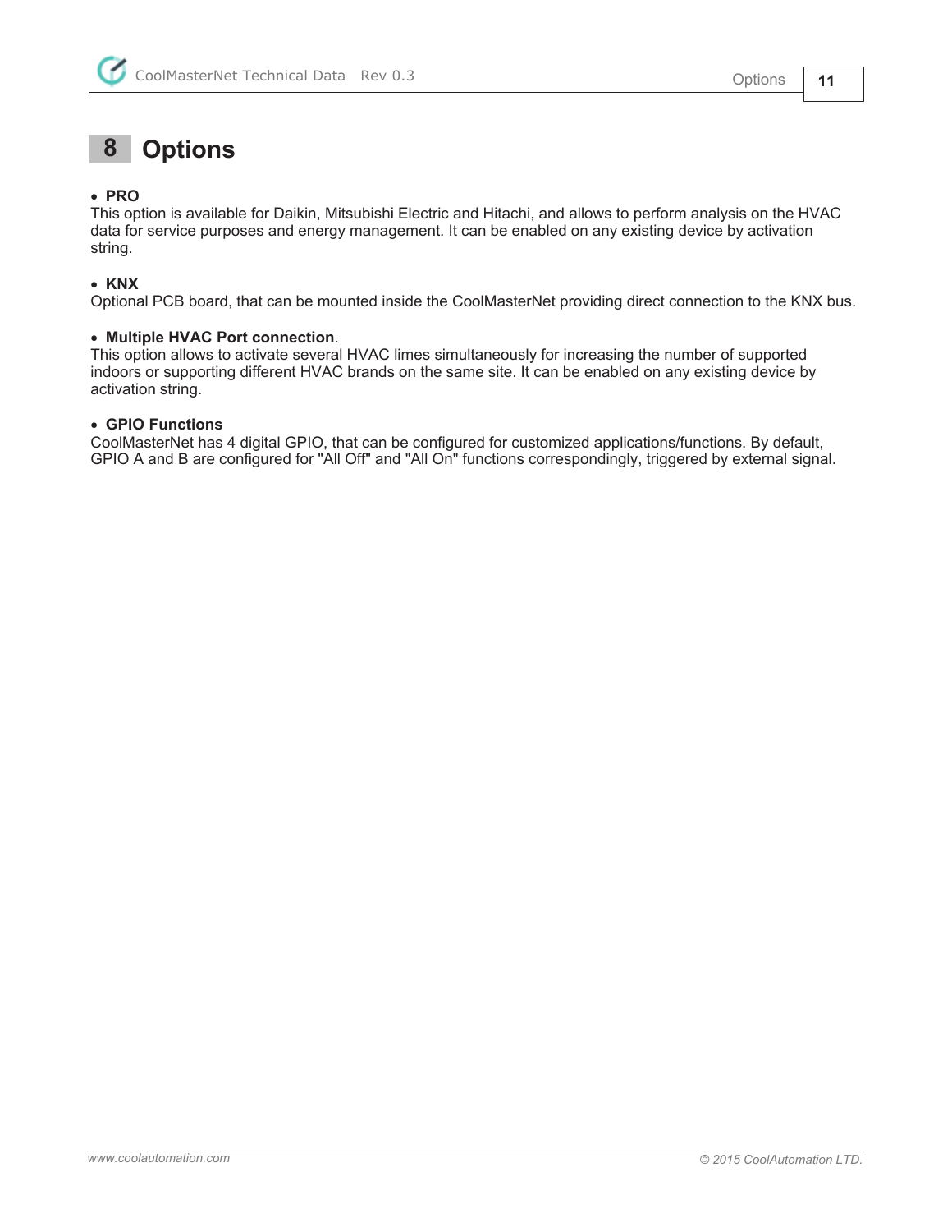# 8 Options

- **PRO**

This option is available for Daikin, Mitsubishi Electric and Hitachi, and allows to perform analysis on the HVAC data for service purposes and energy management. It can be enabled on any existing device by activation string.

- **KNX**

Optional PCB board, that can be mounted inside the CoolMasterNet providing direct connection to the KNX bus.

- **Multiple HVAC Port connection**.

This option allows to activate several HVAC limes simultaneously for increasing the number of supported indoors or supporting different HVAC brands on the same site. It can be enabled on any existing device by activation string.

- **GPIO Functions**

CoolMasterNet has 4 digital GPIO, that can be configured for customized applications/functions. By default, GPIO A and B are configured for "All Off" and "All On" functions correspondingly, triggered by external signal.